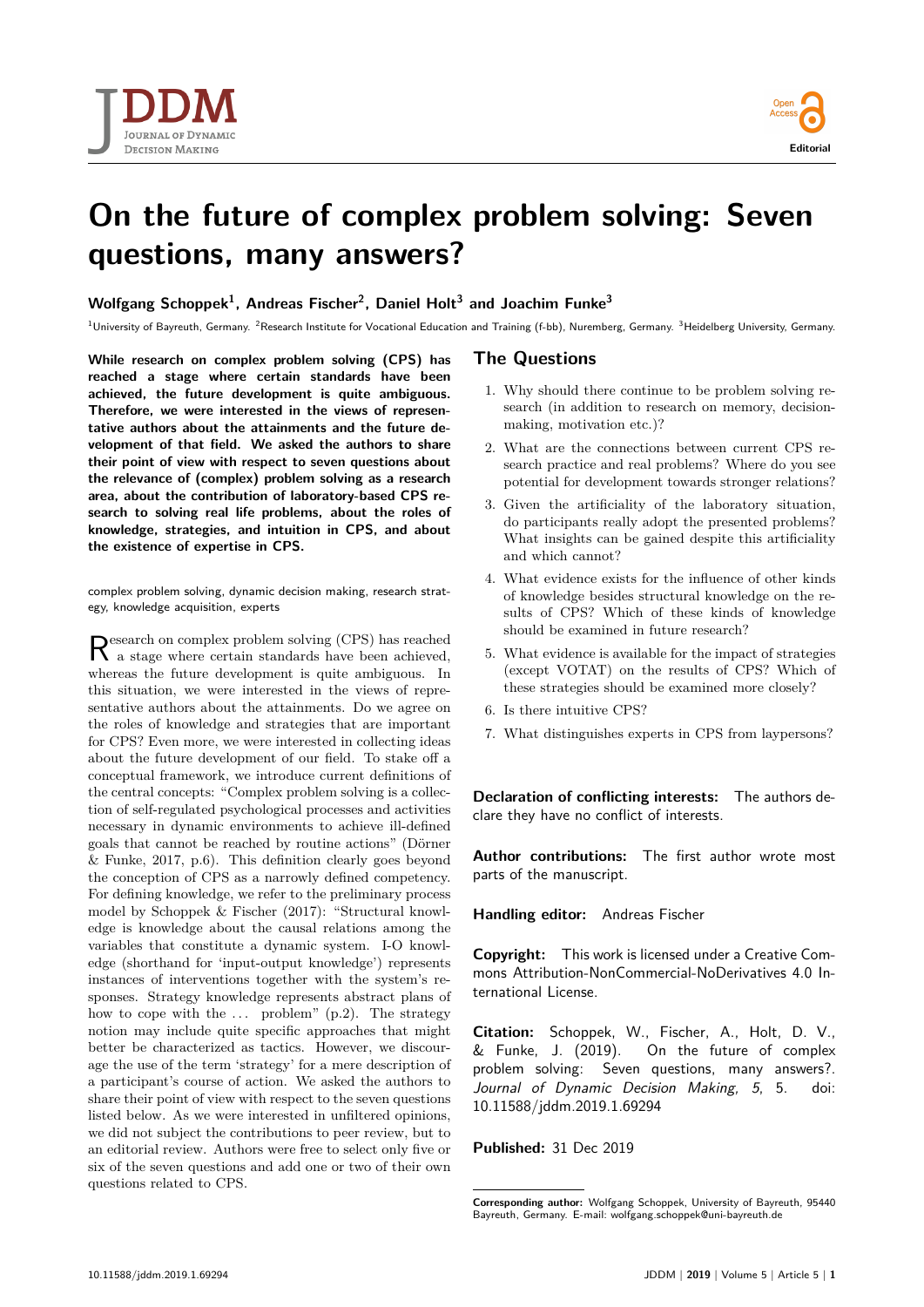# On the future of complex problem solving: Seven questions, many answers?

**Wolfgang Schoppek[1], Andreas Fischer[2], Daniel Holt[3] and Joachim Funke[3]**

[1]University of Bayreuth, Germany. [2]Research Institute for Vocational Education and Training (f-bb), Nuremberg, Germany. [3]Heidelberg University, Germany.

**While research on complex problem solving (CPS) has reached a stage where certain standards have been achieved, the future development is quite ambiguous. Therefore, we were interested in the views of representative authors about the attainments and the future development of that field. We asked the authors to share their point of view with respect to seven questions about the relevance of (complex) problem solving as a research area, about the contribution of laboratory-based CPS research to solving real life problems, about the roles of knowledge, strategies, and intuition in CPS, and about the existence of expertise in CPS.**

complex problem solving, dynamic decision making, research strategy, knowledge acquisition, experts

Research on complex problem solving (CPS) has reached a stage where certain standards have been achieved, whereas the future development is quite ambiguous. In this situation, we were interested in the views of representative authors about the attainments. Do we agree on the roles of knowledge and strategies that are important for CPS? Even more, we were interested in collecting ideas about the future development of our field. To stake off a conceptual framework, we introduce current definitions of the central concepts: "Complex problem solving is a collection of self-regulated psychological processes and activities necessary in dynamic environments to achieve ill-defined goals that cannot be reached by routine actions" (Dörner & Funke, 2017, p.6). This definition clearly goes beyond the conception of CPS as a narrowly defined competency. For defining knowledge, we refer to the preliminary process model by Schoppek & Fischer (2017): "Structural knowledge is knowledge about the causal relations among the variables that constitute a dynamic system. I-O knowledge (shorthand for 'input-output knowledge') represents instances of interventions together with the system's responses. Strategy knowledge represents abstract plans of how to cope with the ... problem" (p.2). The strategy notion may include quite specific approaches that might better be characterized as tactics. However, we discourage the use of the term 'strategy' for a mere description of a participant's course of action. We asked the authors to share their point of view with respect to the seven questions listed below. As we were interested in unfiltered opinions, we did not subject the contributions to peer review, but to an editorial review. Authors were free to select only five or six of the seven questions and add one or two of their own questions related to CPS.

## The Questions

1. Why should there continue to be problem solving research (in addition to research on memory, decision-making, motivation etc.)?
2. What are the connections between current CPS research practice and real problems? Where do you see potential for development towards stronger relations?
3. Given the artificiality of the laboratory situation, do participants really adopt the presented problems? What insights can be gained despite this artificiality and which cannot?
4. What evidence exists for the influence of other kinds of knowledge besides structural knowledge on the results of CPS? Which of these kinds of knowledge should be examined in future research?
5. What evidence is available for the impact of strategies (except VOTAT) on the results of CPS? Which of these strategies should be examined more closely?
6. Is there intuitive CPS?
7. What distinguishes experts in CPS from laypersons?

**Declaration of conflicting interests:** The authors declare they have no conflict of interests.

**Author contributions:** The first author wrote most parts of the manuscript.

**Handling editor:** Andreas Fischer

**Copyright:** This work is licensed under a Creative Commons Attribution-NonCommercial-NoDerivatives 4.0 International License.

**Citation:** Schoppek, W., Fischer, A., Holt, D. V., & Funke, J. (2019). On the future of complex problem solving: Seven questions, many answers?. *Journal of Dynamic Decision Making, 5*, 5. doi: 10.11588/jddm.2019.1.69294

**Published:** 31 Dec 2019

**Corresponding author:** Wolfgang Schoppek, University of Bayreuth, 95440 Bayreuth, Germany. E-mail: wolfgang.schoppek@uni-bayreuth.de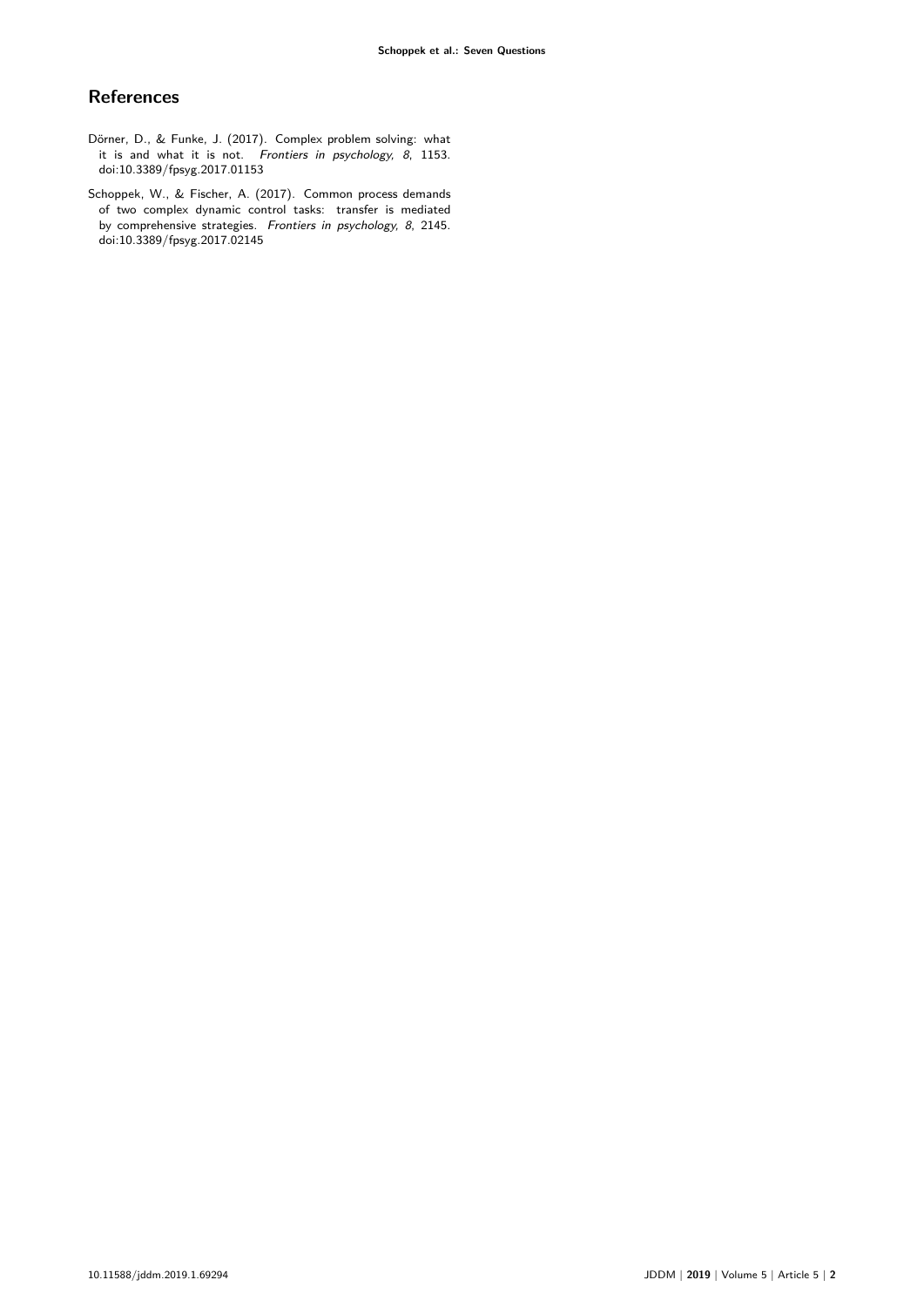## References

Dörner, D., & Funke, J. (2017). Complex problem solving: what it is and what it is not. *Frontiers in psychology, 8*, 1153. doi:10.3389/fpsyg.2017.01153

Schoppek, W., & Fischer, A. (2017). Common process demands of two complex dynamic control tasks: transfer is mediated by comprehensive strategies. *Frontiers in psychology, 8*, 2145. doi:10.3389/fpsyg.2017.02145